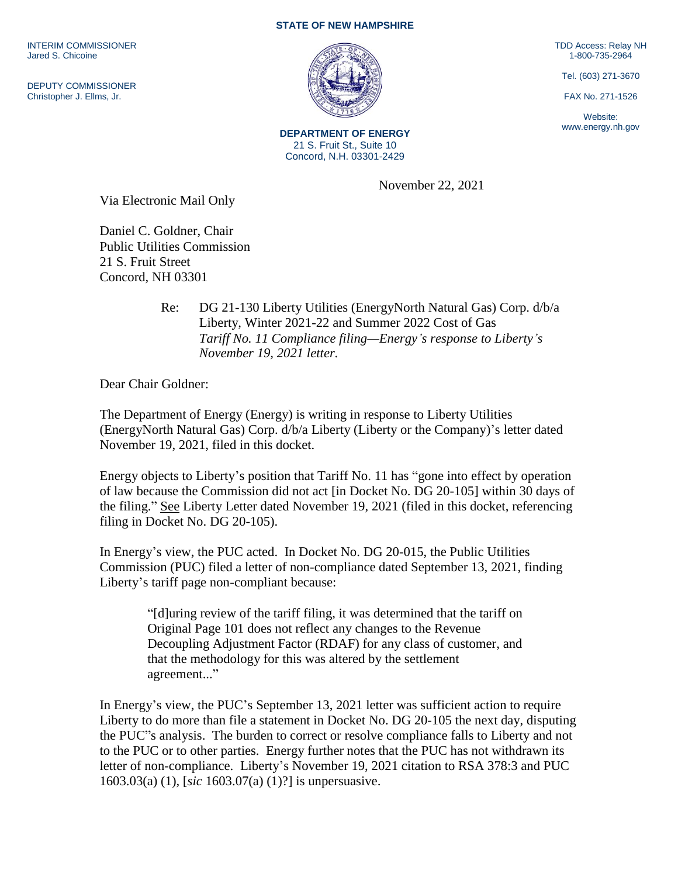**STATE OF NEW HAMPSHIRE**

INTERIM COMMISSIONER
Jared S. Chicoine

DEPUTY COMMISSIONER
Christopher J. Ellms, Jr.

TDD Access: Relay NH
1-800-735-2964

Tel. (603) 271-3670

FAX No. 271-1526

Website:
www.energy.nh.gov

**DEPARTMENT OF ENERGY**
21 S. Fruit St., Suite 10
Concord, N.H. 03301-2429

November 22, 2021

Via Electronic Mail Only

Daniel C. Goldner, Chair
Public Utilities Commission
21 S. Fruit Street
Concord, NH 03301

Re: DG 21-130 Liberty Utilities (EnergyNorth Natural Gas) Corp. d/b/a Liberty, Winter 2021-22 and Summer 2022 Cost of Gas
*Tariff No. 11 Compliance filing—Energy's response to Liberty's November 19, 2021 letter.*

Dear Chair Goldner:

The Department of Energy (Energy) is writing in response to Liberty Utilities (EnergyNorth Natural Gas) Corp. d/b/a Liberty (Liberty or the Company)'s letter dated November 19, 2021, filed in this docket.

Energy objects to Liberty's position that Tariff No. 11 has "gone into effect by operation of law because the Commission did not act [in Docket No. DG 20-105] within 30 days of the filing." See Liberty Letter dated November 19, 2021 (filed in this docket, referencing filing in Docket No. DG 20-105).

In Energy's view, the PUC acted. In Docket No. DG 20-015, the Public Utilities Commission (PUC) filed a letter of non-compliance dated September 13, 2021, finding Liberty's tariff page non-compliant because:

> "[d]uring review of the tariff filing, it was determined that the tariff on Original Page 101 does not reflect any changes to the Revenue Decoupling Adjustment Factor (RDAF) for any class of customer, and that the methodology for this was altered by the settlement agreement..."

In Energy's view, the PUC's September 13, 2021 letter was sufficient action to require Liberty to do more than file a statement in Docket No. DG 20-105 the next day, disputing the PUC"s analysis. The burden to correct or resolve compliance falls to Liberty and not to the PUC or to other parties. Energy further notes that the PUC has not withdrawn its letter of non-compliance. Liberty's November 19, 2021 citation to RSA 378:3 and PUC 1603.03(a) (1), [*sic* 1603.07(a) (1)?] is unpersuasive.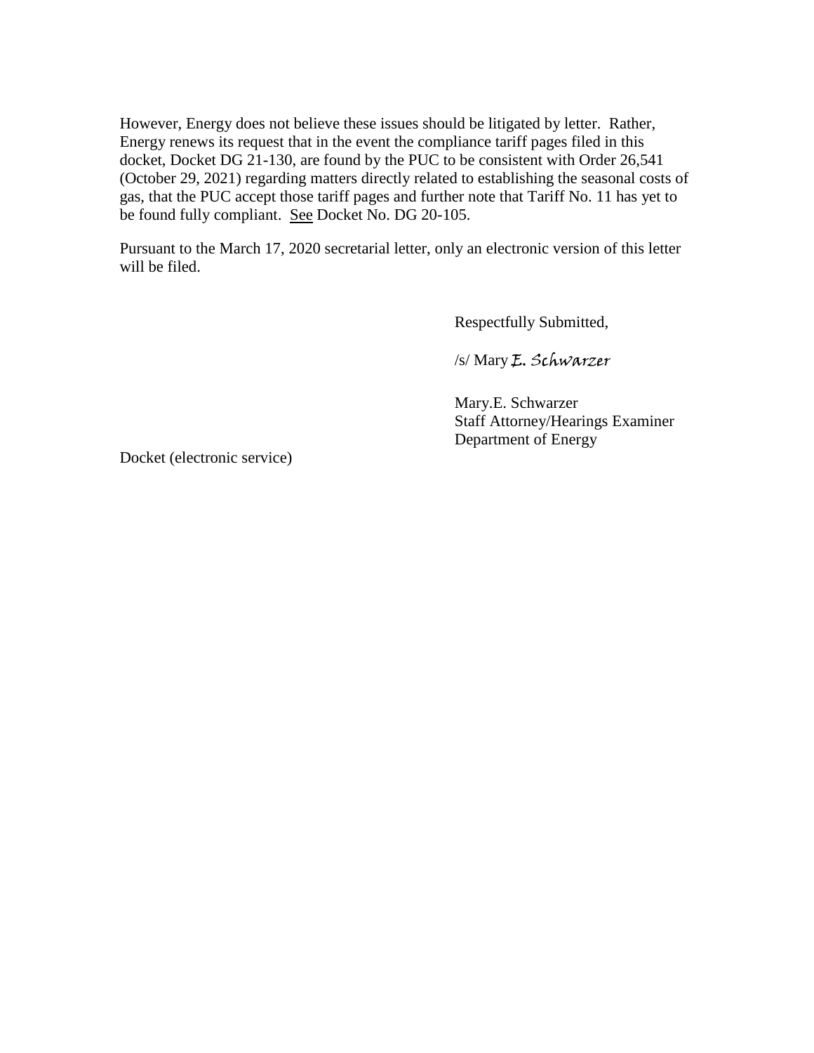However, Energy does not believe these issues should be litigated by letter. Rather, Energy renews its request that in the event the compliance tariff pages filed in this docket, Docket DG 21-130, are found by the PUC to be consistent with Order 26,541 (October 29, 2021) regarding matters directly related to establishing the seasonal costs of gas, that the PUC accept those tariff pages and further note that Tariff No. 11 has yet to be found fully compliant. See Docket No. DG 20-105.

Pursuant to the March 17, 2020 secretarial letter, only an electronic version of this letter will be filed.

Respectfully Submitted,

/s/ Mary *E. Schwarzer*

Mary.E. Schwarzer
Staff Attorney/Hearings Examiner
Department of Energy

Docket (electronic service)